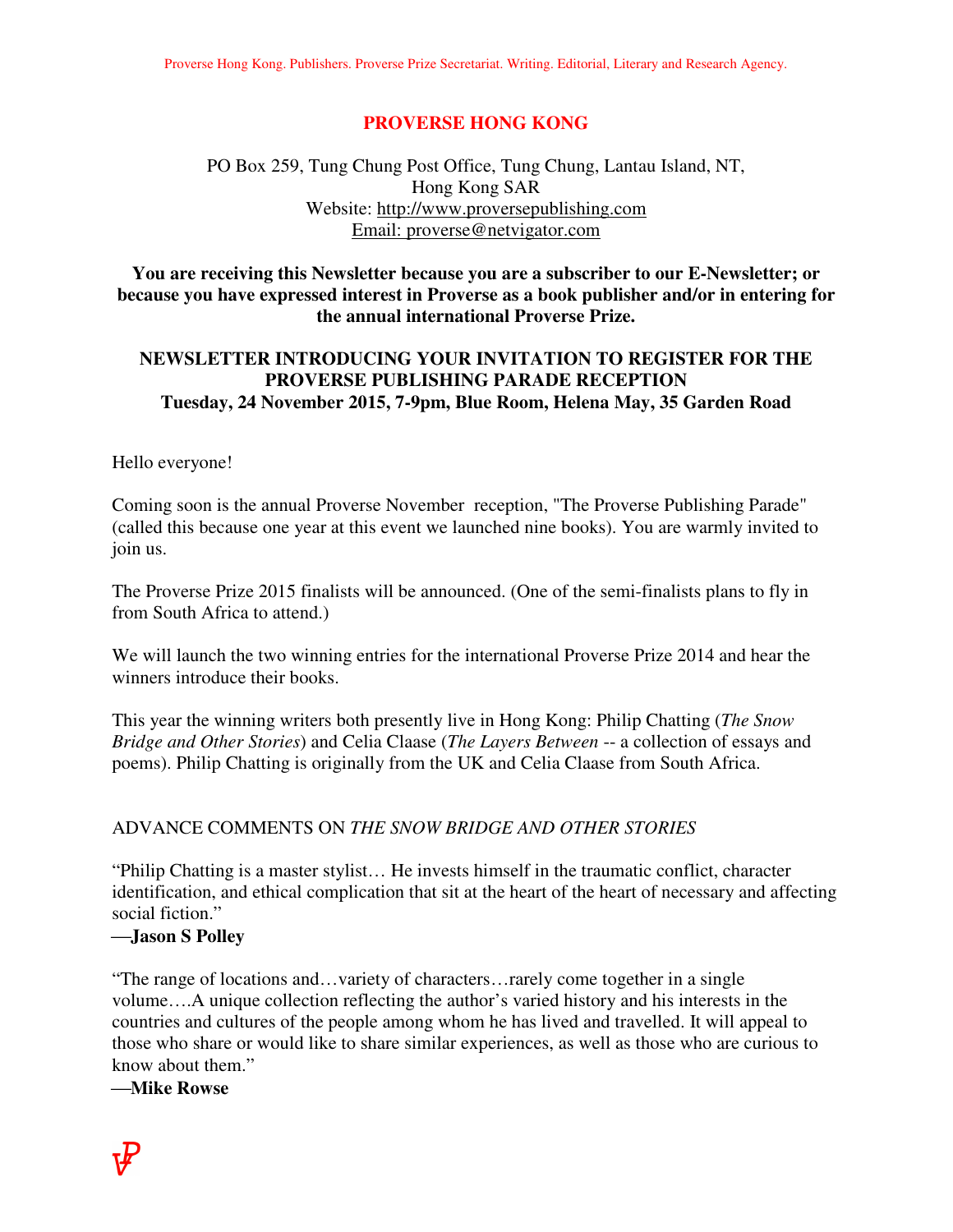Proverse Hong Kong. Publishers. Proverse Prize Secretariat. Writing. Editorial, Literary and Research Agency.

# PROVERSE HONG KONG

PO Box 259, Tung Chung Post Office, Tung Chung, Lantau Island, NT,
Hong Kong SAR
Website: http://www.proversepublishing.com
Email: proverse@netvigator.com

**You are receiving this Newsletter because you are a subscriber to our E-Newsletter; or because you have expressed interest in Proverse as a book publisher and/or in entering for the annual international Proverse Prize.**

## NEWSLETTER INTRODUCING YOUR INVITATION TO REGISTER FOR THE PROVERSE PUBLISHING PARADE RECEPTION
## Tuesday, 24 November 2015, 7-9pm, Blue Room, Helena May, 35 Garden Road

Hello everyone!

Coming soon is the annual Proverse November reception, "The Proverse Publishing Parade" (called this because one year at this event we launched nine books). You are warmly invited to join us.

The Proverse Prize 2015 finalists will be announced. (One of the semi-finalists plans to fly in from South Africa to attend.)

We will launch the two winning entries for the international Proverse Prize 2014 and hear the winners introduce their books.

This year the winning writers both presently live in Hong Kong: Philip Chatting (*The Snow Bridge and Other Stories*) and Celia Claase (*The Layers Between* -- a collection of essays and poems). Philip Chatting is originally from the UK and Celia Claase from South Africa.

ADVANCE COMMENTS ON *THE SNOW BRIDGE AND OTHER STORIES*

"Philip Chatting is a master stylist… He invests himself in the traumatic conflict, character identification, and ethical complication that sit at the heart of the heart of necessary and affecting social fiction."
**—Jason S Polley**

"The range of locations and…variety of characters…rarely come together in a single volume….A unique collection reflecting the author's varied history and his interests in the countries and cultures of the people among whom he has lived and travelled. It will appeal to those who share or would like to share similar experiences, as well as those who are curious to know about them."
**—Mike Rowse**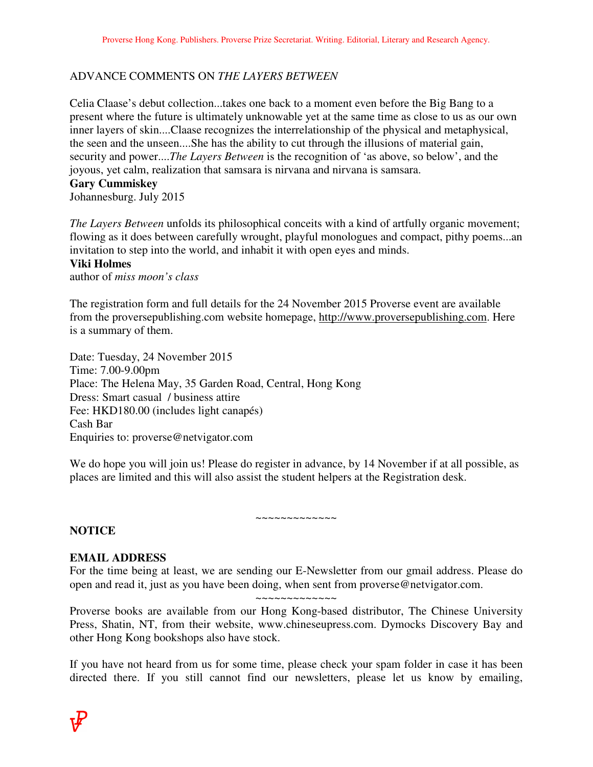ADVANCE COMMENTS ON *THE LAYERS BETWEEN*

Celia Claase's debut collection...takes one back to a moment even before the Big Bang to a present where the future is ultimately unknowable yet at the same time as close to us as our own inner layers of skin....Claase recognizes the interrelationship of the physical and metaphysical, the seen and the unseen....She has the ability to cut through the illusions of material gain, security and power....*The Layers Between* is the recognition of 'as above, so below', and the joyous, yet calm, realization that samsara is nirvana and nirvana is samsara.

**Gary Cummiskey**
Johannesburg. July 2015

*The Layers Between* unfolds its philosophical conceits with a kind of artfully organic movement; flowing as it does between carefully wrought, playful monologues and compact, pithy poems...an invitation to step into the world, and inhabit it with open eyes and minds.

**Viki Holmes**
author of *miss moon's class*

The registration form and full details for the 24 November 2015 Proverse event are available from the proversepublishing.com website homepage, http://www.proversepublishing.com. Here is a summary of them.

Date: Tuesday, 24 November 2015
Time: 7.00-9.00pm
Place: The Helena May, 35 Garden Road, Central, Hong Kong
Dress: Smart casual / business attire
Fee: HKD180.00 (includes light canapés)
Cash Bar
Enquiries to: proverse@netvigator.com

We do hope you will join us! Please do register in advance, by 14 November if at all possible, as places are limited and this will also assist the student helpers at the Registration desk.

~~~~~~~~~~~~~

**NOTICE**

**EMAIL ADDRESS**

For the time being at least, we are sending our E-Newsletter from our gmail address. Please do open and read it, just as you have been doing, when sent from proverse@netvigator.com.

~~~~~~~~~~~~~

Proverse books are available from our Hong Kong-based distributor, The Chinese University Press, Shatin, NT, from their website, www.chineseupress.com. Dymocks Discovery Bay and other Hong Kong bookshops also have stock.

If you have not heard from us for some time, please check your spam folder in case it has been directed there. If you still cannot find our newsletters, please let us know by emailing,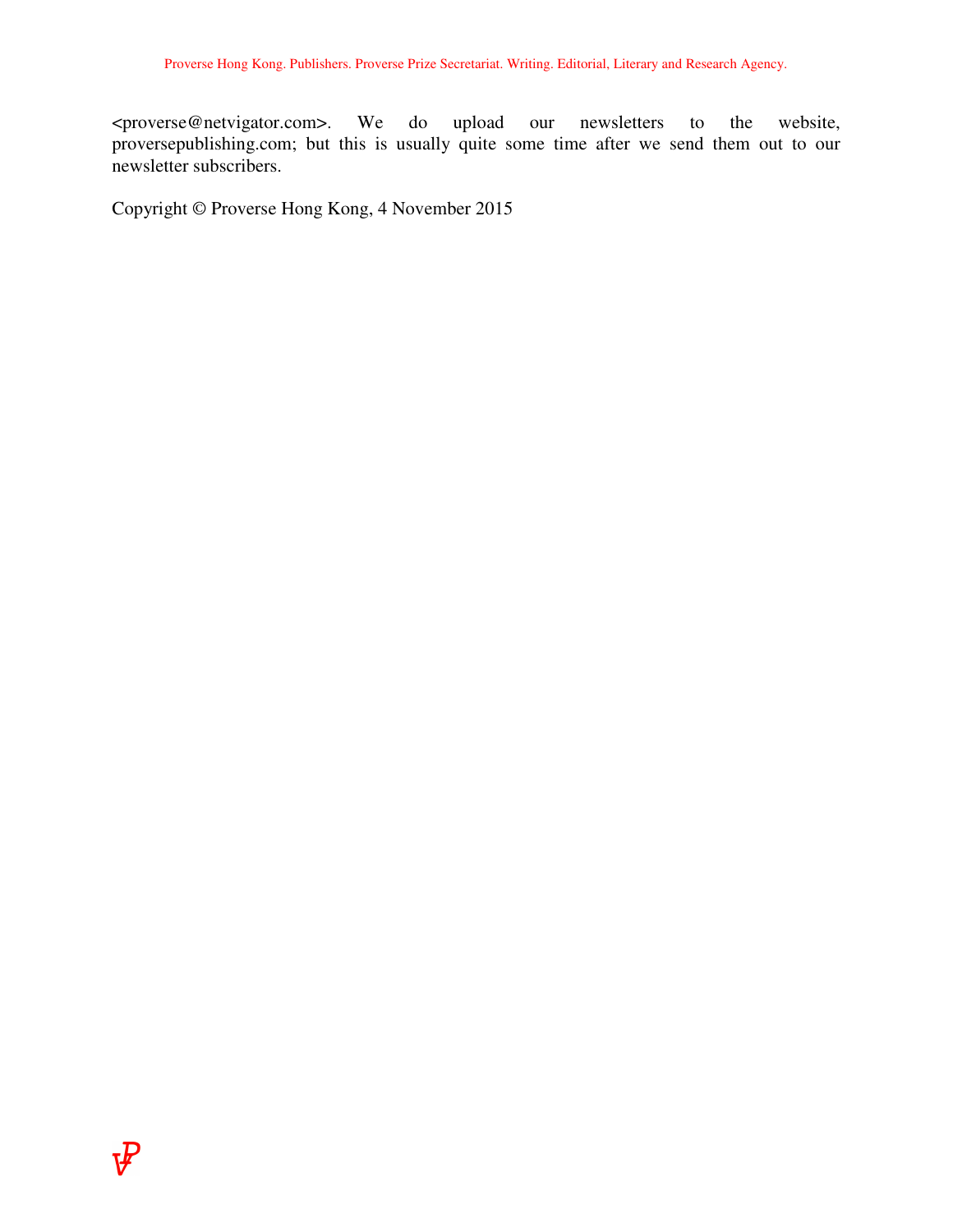<proverse@netvigator.com>. We do upload our newsletters to the website, proversepublishing.com; but this is usually quite some time after we send them out to our newsletter subscribers.

Copyright © Proverse Hong Kong, 4 November 2015